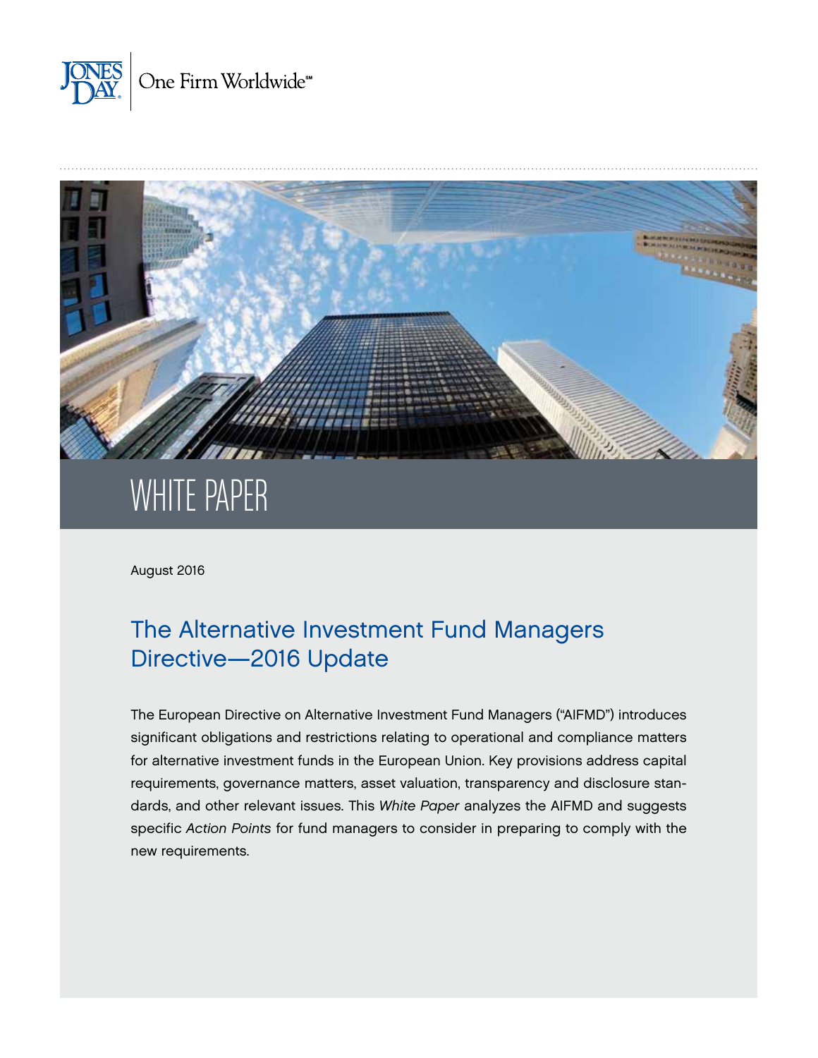JONES DAY | One Firm Worldwide℠

# WHITE PAPER

August 2016

## The Alternative Investment Fund Managers Directive—2016 Update

The European Directive on Alternative Investment Fund Managers ("AIFMD") introduces significant obligations and restrictions relating to operational and compliance matters for alternative investment funds in the European Union. Key provisions address capital requirements, governance matters, asset valuation, transparency and disclosure standards, and other relevant issues. This *White Paper* analyzes the AIFMD and suggests specific *Action Points* for fund managers to consider in preparing to comply with the new requirements.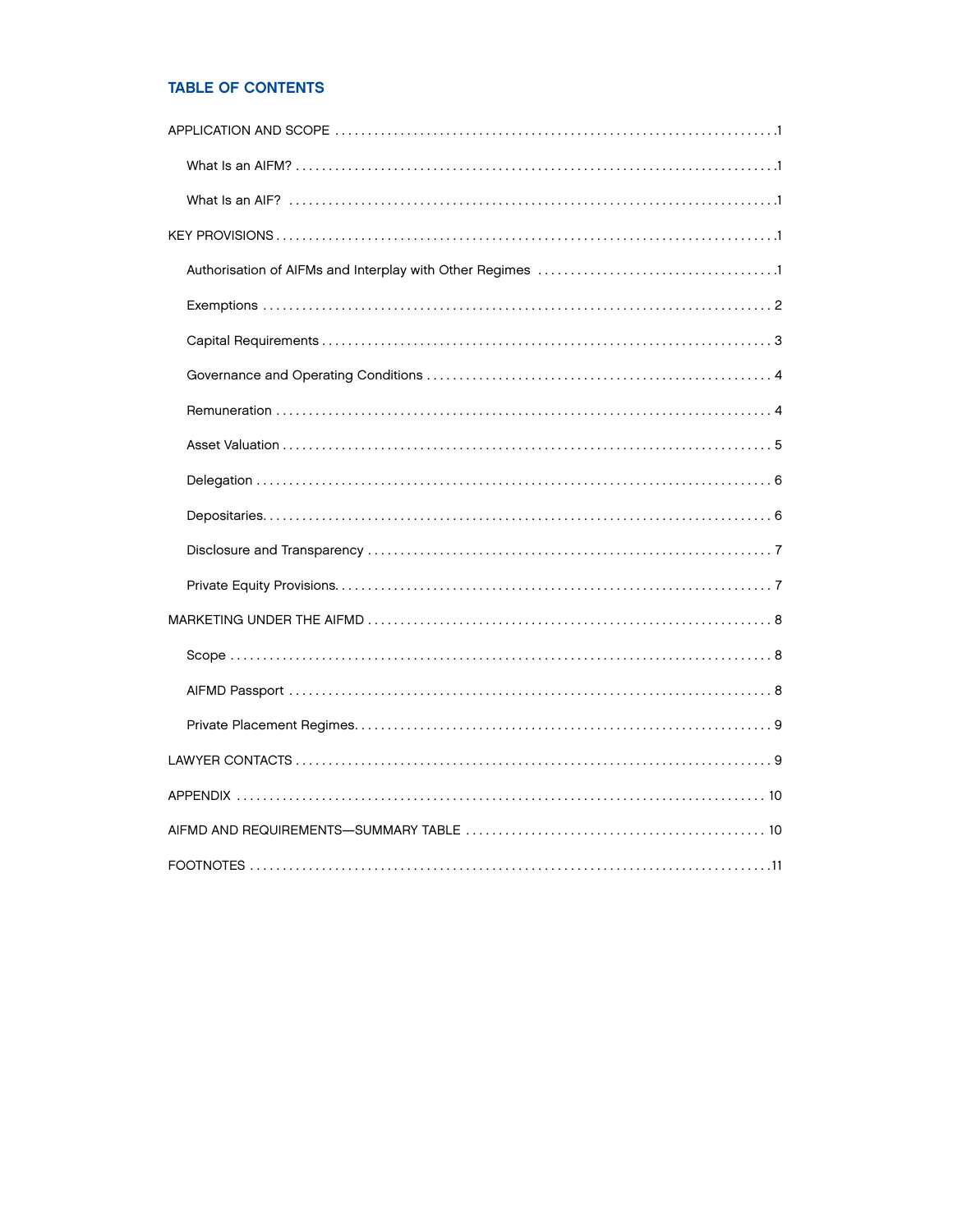## TABLE OF CONTENTS

APPLICATION AND SCOPE . . . . . . . . . . . . . . . . . . . . . . . . . . . . . . . . . . . . . . . . . . . . . . . . . . . . . . . . . . . . . . . . .1

- What Is an AIFM? . . . . . . . . . . . . . . . . . . . . . . . . . . . . . . . . . . . . . . . . . . . . . . . . . . . . . . . . . . . . . . . . . . . . . . . . .1
- What Is an AIF? . . . . . . . . . . . . . . . . . . . . . . . . . . . . . . . . . . . . . . . . . . . . . . . . . . . . . . . . . . . . . . . . . . . . . . . . . .1

KEY PROVISIONS . . . . . . . . . . . . . . . . . . . . . . . . . . . . . . . . . . . . . . . . . . . . . . . . . . . . . . . . . . . . . . . . . . . . . . . . . .1

- Authorisation of AIFMs and Interplay with Other Regimes . . . . . . . . . . . . . . . . . . . . . . . . . . . . . . . . . . . . .1
- Exemptions . . . . . . . . . . . . . . . . . . . . . . . . . . . . . . . . . . . . . . . . . . . . . . . . . . . . . . . . . . . . . . . . . . . . . . . . . . . . . 2
- Capital Requirements . . . . . . . . . . . . . . . . . . . . . . . . . . . . . . . . . . . . . . . . . . . . . . . . . . . . . . . . . . . . . . . . . . . . 3
- Governance and Operating Conditions . . . . . . . . . . . . . . . . . . . . . . . . . . . . . . . . . . . . . . . . . . . . . . . . . . . . 4
- Remuneration . . . . . . . . . . . . . . . . . . . . . . . . . . . . . . . . . . . . . . . . . . . . . . . . . . . . . . . . . . . . . . . . . . . . . . . . . . . 4
- Asset Valuation . . . . . . . . . . . . . . . . . . . . . . . . . . . . . . . . . . . . . . . . . . . . . . . . . . . . . . . . . . . . . . . . . . . . . . . . . 5
- Delegation . . . . . . . . . . . . . . . . . . . . . . . . . . . . . . . . . . . . . . . . . . . . . . . . . . . . . . . . . . . . . . . . . . . . . . . . . . . . . . 6
- Depositaries. . . . . . . . . . . . . . . . . . . . . . . . . . . . . . . . . . . . . . . . . . . . . . . . . . . . . . . . . . . . . . . . . . . . . . . . . . . . . 6
- Disclosure and Transparency . . . . . . . . . . . . . . . . . . . . . . . . . . . . . . . . . . . . . . . . . . . . . . . . . . . . . . . . . . . . . 7
- Private Equity Provisions. . . . . . . . . . . . . . . . . . . . . . . . . . . . . . . . . . . . . . . . . . . . . . . . . . . . . . . . . . . . . . . . . . 7

MARKETING UNDER THE AIFMD . . . . . . . . . . . . . . . . . . . . . . . . . . . . . . . . . . . . . . . . . . . . . . . . . . . . . . . . . . . . . 8

- Scope . . . . . . . . . . . . . . . . . . . . . . . . . . . . . . . . . . . . . . . . . . . . . . . . . . . . . . . . . . . . . . . . . . . . . . . . . . . . . . . . . . . 8
- AIFMD Passport . . . . . . . . . . . . . . . . . . . . . . . . . . . . . . . . . . . . . . . . . . . . . . . . . . . . . . . . . . . . . . . . . . . . . . . . . 8
- Private Placement Regimes. . . . . . . . . . . . . . . . . . . . . . . . . . . . . . . . . . . . . . . . . . . . . . . . . . . . . . . . . . . . . . . 9

LAWYER CONTACTS . . . . . . . . . . . . . . . . . . . . . . . . . . . . . . . . . . . . . . . . . . . . . . . . . . . . . . . . . . . . . . . . . . . . . . . . 9

APPENDIX . . . . . . . . . . . . . . . . . . . . . . . . . . . . . . . . . . . . . . . . . . . . . . . . . . . . . . . . . . . . . . . . . . . . . . . . . . . . . . . . 10

AIFMD AND REQUIREMENTS—SUMMARY TABLE . . . . . . . . . . . . . . . . . . . . . . . . . . . . . . . . . . . . . . . . . . . . . 10

FOOTNOTES . . . . . . . . . . . . . . . . . . . . . . . . . . . . . . . . . . . . . . . . . . . . . . . . . . . . . . . . . . . . . . . . . . . . . . . . . . . . . . .11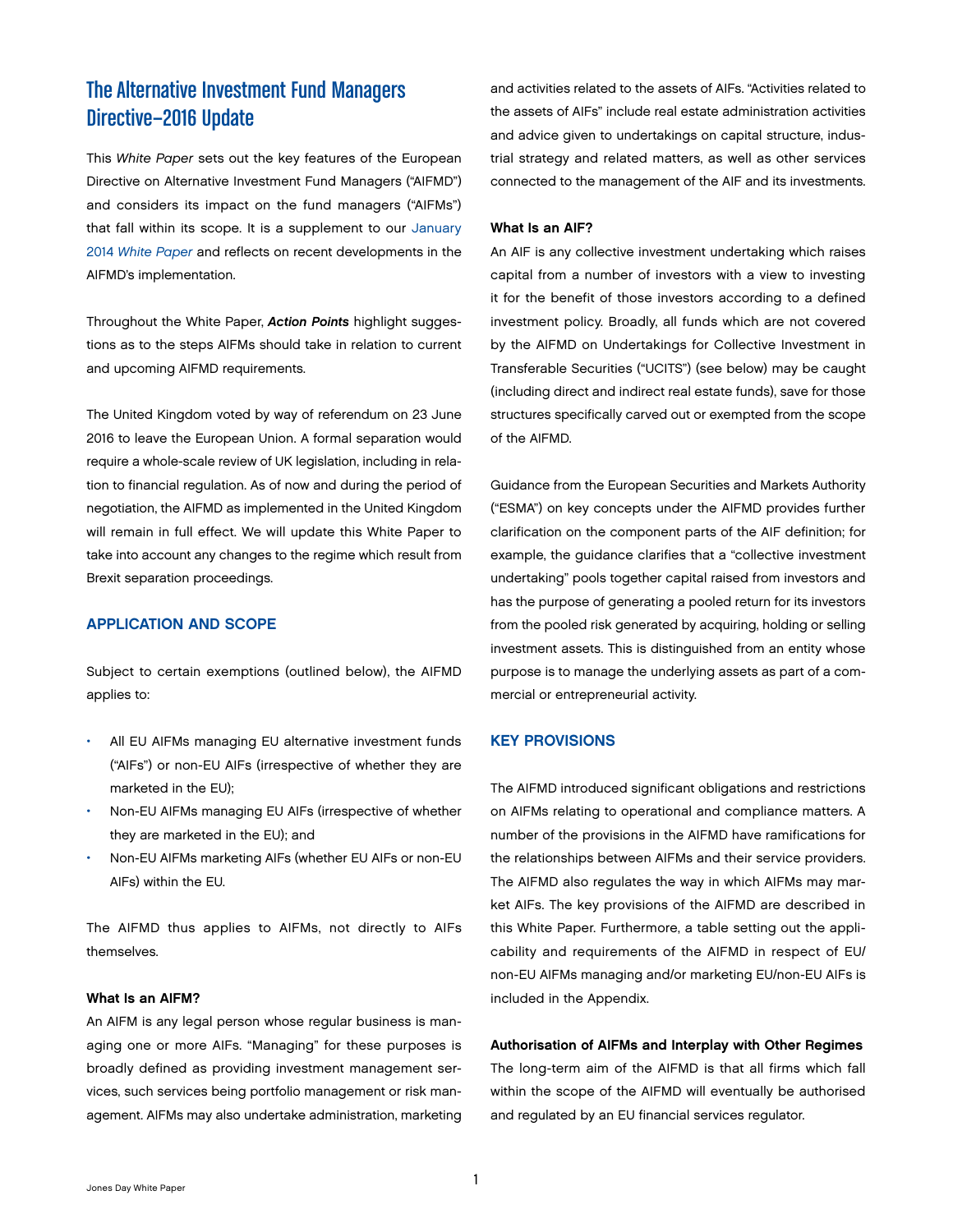# The Alternative Investment Fund Managers Directive—2016 Update

This *White Paper* sets out the key features of the European Directive on Alternative Investment Fund Managers ("AIFMD") and considers its impact on the fund managers ("AIFMs") that fall within its scope. It is a supplement to our January 2014 *White Paper* and reflects on recent developments in the AIFMD's implementation.

Throughout the White Paper, ***Action Points*** highlight suggestions as to the steps AIFMs should take in relation to current and upcoming AIFMD requirements.

The United Kingdom voted by way of referendum on 23 June 2016 to leave the European Union. A formal separation would require a whole-scale review of UK legislation, including in relation to financial regulation. As of now and during the period of negotiation, the AIFMD as implemented in the United Kingdom will remain in full effect. We will update this White Paper to take into account any changes to the regime which result from Brexit separation proceedings.

## APPLICATION AND SCOPE

Subject to certain exemptions (outlined below), the AIFMD applies to:

- All EU AIFMs managing EU alternative investment funds ("AIFs") or non-EU AIFs (irrespective of whether they are marketed in the EU);
- Non-EU AIFMs managing EU AIFs (irrespective of whether they are marketed in the EU); and
- Non-EU AIFMs marketing AIFs (whether EU AIFs or non-EU AIFs) within the EU.

The AIFMD thus applies to AIFMs, not directly to AIFs themselves.

### What Is an AIFM?

An AIFM is any legal person whose regular business is managing one or more AIFs. "Managing" for these purposes is broadly defined as providing investment management services, such services being portfolio management or risk management. AIFMs may also undertake administration, marketing and activities related to the assets of AIFs. "Activities related to the assets of AIFs" include real estate administration activities and advice given to undertakings on capital structure, industrial strategy and related matters, as well as other services connected to the management of the AIF and its investments.

### What Is an AIF?

An AIF is any collective investment undertaking which raises capital from a number of investors with a view to investing it for the benefit of those investors according to a defined investment policy. Broadly, all funds which are not covered by the AIFMD on Undertakings for Collective Investment in Transferable Securities ("UCITS") (see below) may be caught (including direct and indirect real estate funds), save for those structures specifically carved out or exempted from the scope of the AIFMD.

Guidance from the European Securities and Markets Authority ("ESMA") on key concepts under the AIFMD provides further clarification on the component parts of the AIF definition; for example, the guidance clarifies that a "collective investment undertaking" pools together capital raised from investors and has the purpose of generating a pooled return for its investors from the pooled risk generated by acquiring, holding or selling investment assets. This is distinguished from an entity whose purpose is to manage the underlying assets as part of a commercial or entrepreneurial activity.

## KEY PROVISIONS

The AIFMD introduced significant obligations and restrictions on AIFMs relating to operational and compliance matters. A number of the provisions in the AIFMD have ramifications for the relationships between AIFMs and their service providers. The AIFMD also regulates the way in which AIFMs may market AIFs. The key provisions of the AIFMD are described in this White Paper. Furthermore, a table setting out the applicability and requirements of the AIFMD in respect of EU/non-EU AIFMs managing and/or marketing EU/non-EU AIFs is included in the Appendix.

### Authorisation of AIFMs and Interplay with Other Regimes

The long-term aim of the AIFMD is that all firms which fall within the scope of the AIFMD will eventually be authorised and regulated by an EU financial services regulator.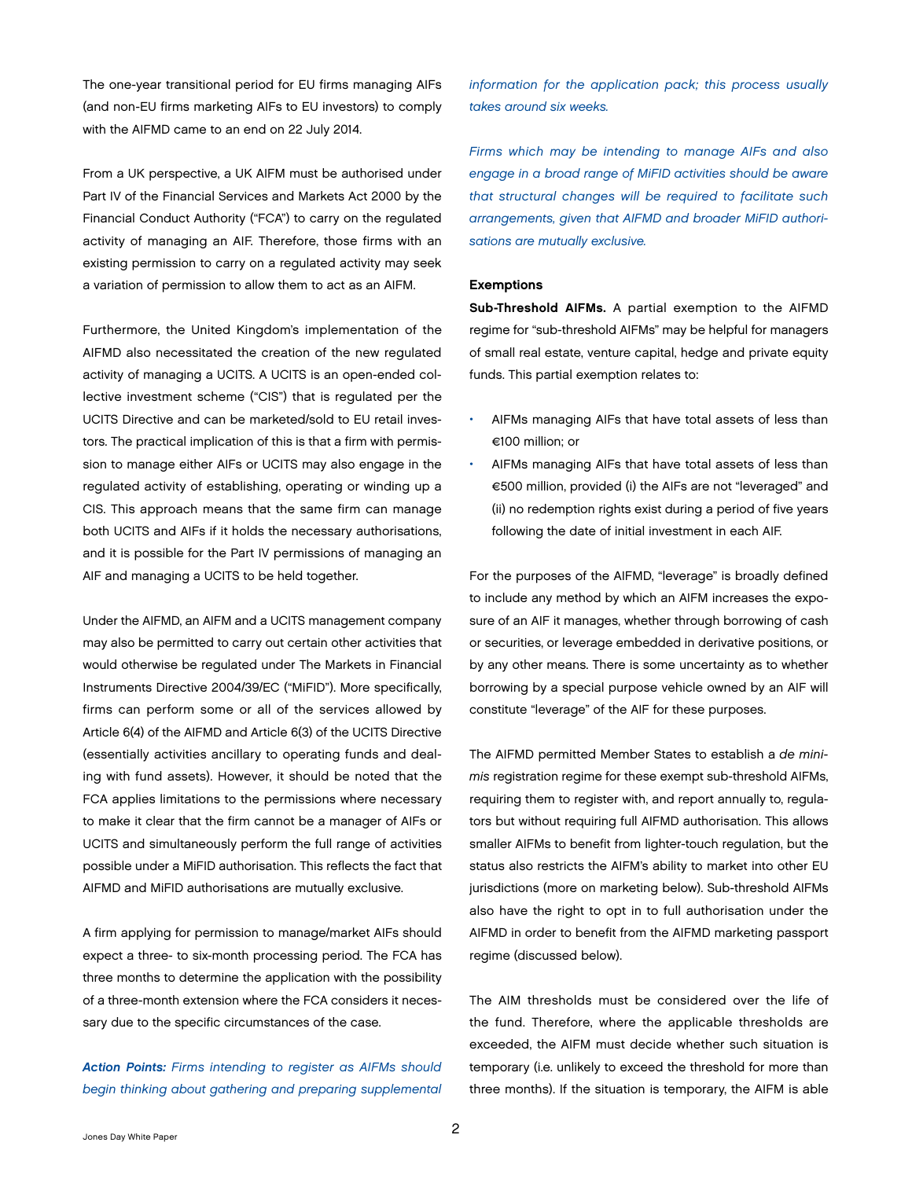The one-year transitional period for EU firms managing AIFs (and non-EU firms marketing AIFs to EU investors) to comply with the AIFMD came to an end on 22 July 2014.

From a UK perspective, a UK AIFM must be authorised under Part IV of the Financial Services and Markets Act 2000 by the Financial Conduct Authority ("FCA") to carry on the regulated activity of managing an AIF. Therefore, those firms with an existing permission to carry on a regulated activity may seek a variation of permission to allow them to act as an AIFM.

Furthermore, the United Kingdom's implementation of the AIFMD also necessitated the creation of the new regulated activity of managing a UCITS. A UCITS is an open-ended collective investment scheme ("CIS") that is regulated per the UCITS Directive and can be marketed/sold to EU retail investors. The practical implication of this is that a firm with permission to manage either AIFs or UCITS may also engage in the regulated activity of establishing, operating or winding up a CIS. This approach means that the same firm can manage both UCITS and AIFs if it holds the necessary authorisations, and it is possible for the Part IV permissions of managing an AIF and managing a UCITS to be held together.

Under the AIFMD, an AIFM and a UCITS management company may also be permitted to carry out certain other activities that would otherwise be regulated under The Markets in Financial Instruments Directive 2004/39/EC ("MiFID"). More specifically, firms can perform some or all of the services allowed by Article 6(4) of the AIFMD and Article 6(3) of the UCITS Directive (essentially activities ancillary to operating funds and dealing with fund assets). However, it should be noted that the FCA applies limitations to the permissions where necessary to make it clear that the firm cannot be a manager of AIFs or UCITS and simultaneously perform the full range of activities possible under a MiFID authorisation. This reflects the fact that AIFMD and MiFID authorisations are mutually exclusive.

A firm applying for permission to manage/market AIFs should expect a three- to six-month processing period. The FCA has three months to determine the application with the possibility of a three-month extension where the FCA considers it necessary due to the specific circumstances of the case.

***Action Points:*** *Firms intending to register as AIFMs should begin thinking about gathering and preparing supplemental information for the application pack; this process usually takes around six weeks.*

*Firms which may be intending to manage AIFs and also engage in a broad range of MiFID activities should be aware that structural changes will be required to facilitate such arrangements, given that AIFMD and broader MiFID authorisations are mutually exclusive.*

### Exemptions

**Sub-Threshold AIFMs.** A partial exemption to the AIFMD regime for "sub-threshold AIFMs" may be helpful for managers of small real estate, venture capital, hedge and private equity funds. This partial exemption relates to:

- AIFMs managing AIFs that have total assets of less than €100 million; or
- AIFMs managing AIFs that have total assets of less than €500 million, provided (i) the AIFs are not "leveraged" and (ii) no redemption rights exist during a period of five years following the date of initial investment in each AIF.

For the purposes of the AIFMD, "leverage" is broadly defined to include any method by which an AIFM increases the exposure of an AIF it manages, whether through borrowing of cash or securities, or leverage embedded in derivative positions, or by any other means. There is some uncertainty as to whether borrowing by a special purpose vehicle owned by an AIF will constitute "leverage" of the AIF for these purposes.

The AIFMD permitted Member States to establish a *de minimis* registration regime for these exempt sub-threshold AIFMs, requiring them to register with, and report annually to, regulators but without requiring full AIFMD authorisation. This allows smaller AIFMs to benefit from lighter-touch regulation, but the status also restricts the AIFM's ability to market into other EU jurisdictions (more on marketing below). Sub-threshold AIFMs also have the right to opt in to full authorisation under the AIFMD in order to benefit from the AIFMD marketing passport regime (discussed below).

The AIM thresholds must be considered over the life of the fund. Therefore, where the applicable thresholds are exceeded, the AIFM must decide whether such situation is temporary (i.e. unlikely to exceed the threshold for more than three months). If the situation is temporary, the AIFM is able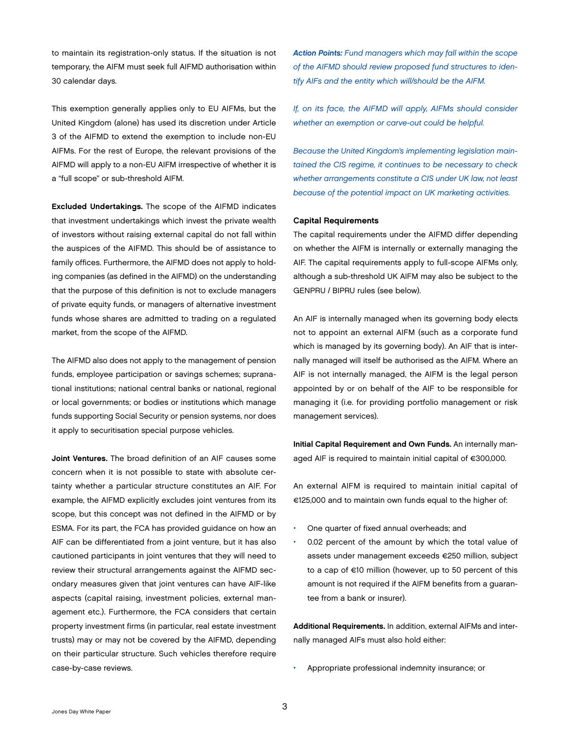to maintain its registration-only status. If the situation is not temporary, the AIFM must seek full AIFMD authorisation within 30 calendar days.

This exemption generally applies only to EU AIFMs, but the United Kingdom (alone) has used its discretion under Article 3 of the AIFMD to extend the exemption to include non-EU AIFMs. For the rest of Europe, the relevant provisions of the AIFMD will apply to a non-EU AIFM irrespective of whether it is a "full scope" or sub-threshold AIFM.

**Excluded Undertakings.** The scope of the AIFMD indicates that investment undertakings which invest the private wealth of investors without raising external capital do not fall within the auspices of the AIFMD. This should be of assistance to family offices. Furthermore, the AIFMD does not apply to holding companies (as defined in the AIFMD) on the understanding that the purpose of this definition is not to exclude managers of private equity funds, or managers of alternative investment funds whose shares are admitted to trading on a regulated market, from the scope of the AIFMD.

The AIFMD also does not apply to the management of pension funds, employee participation or savings schemes; supranational institutions; national central banks or national, regional or local governments; or bodies or institutions which manage funds supporting Social Security or pension systems, nor does it apply to securitisation special purpose vehicles.

**Joint Ventures.** The broad definition of an AIF causes some concern when it is not possible to state with absolute certainty whether a particular structure constitutes an AIF. For example, the AIFMD explicitly excludes joint ventures from its scope, but this concept was not defined in the AIFMD or by ESMA. For its part, the FCA has provided guidance on how an AIF can be differentiated from a joint venture, but it has also cautioned participants in joint ventures that they will need to review their structural arrangements against the AIFMD secondary measures given that joint ventures can have AIF-like aspects (capital raising, investment policies, external management etc.). Furthermore, the FCA considers that certain property investment firms (in particular, real estate investment trusts) may or may not be covered by the AIFMD, depending on their particular structure. Such vehicles therefore require case-by-case reviews.

***Action Points:*** *Fund managers which may fall within the scope of the AIFMD should review proposed fund structures to identify AIFs and the entity which will/should be the AIFM.*

*If, on its face, the AIFMD will apply, AIFMs should consider whether an exemption or carve-out could be helpful.*

*Because the United Kingdom's implementing legislation maintained the CIS regime, it continues to be necessary to check whether arrangements constitute a CIS under UK law, not least because of the potential impact on UK marketing activities.*

### Capital Requirements

The capital requirements under the AIFMD differ depending on whether the AIFM is internally or externally managing the AIF. The capital requirements apply to full-scope AIFMs only, although a sub-threshold UK AIFM may also be subject to the GENPRU / BIPRU rules (see below).

An AIF is internally managed when its governing body elects not to appoint an external AIFM (such as a corporate fund which is managed by its governing body). An AIF that is internally managed will itself be authorised as the AIFM. Where an AIF is not internally managed, the AIFM is the legal person appointed by or on behalf of the AIF to be responsible for managing it (i.e. for providing portfolio management or risk management services).

**Initial Capital Requirement and Own Funds.** An internally managed AIF is required to maintain initial capital of €300,000.

An external AIFM is required to maintain initial capital of €125,000 and to maintain own funds equal to the higher of:

- One quarter of fixed annual overheads; and
- 0.02 percent of the amount by which the total value of assets under management exceeds €250 million, subject to a cap of €10 million (however, up to 50 percent of this amount is not required if the AIFM benefits from a guarantee from a bank or insurer).

**Additional Requirements.** In addition, external AIFMs and internally managed AIFs must also hold either:

- Appropriate professional indemnity insurance; or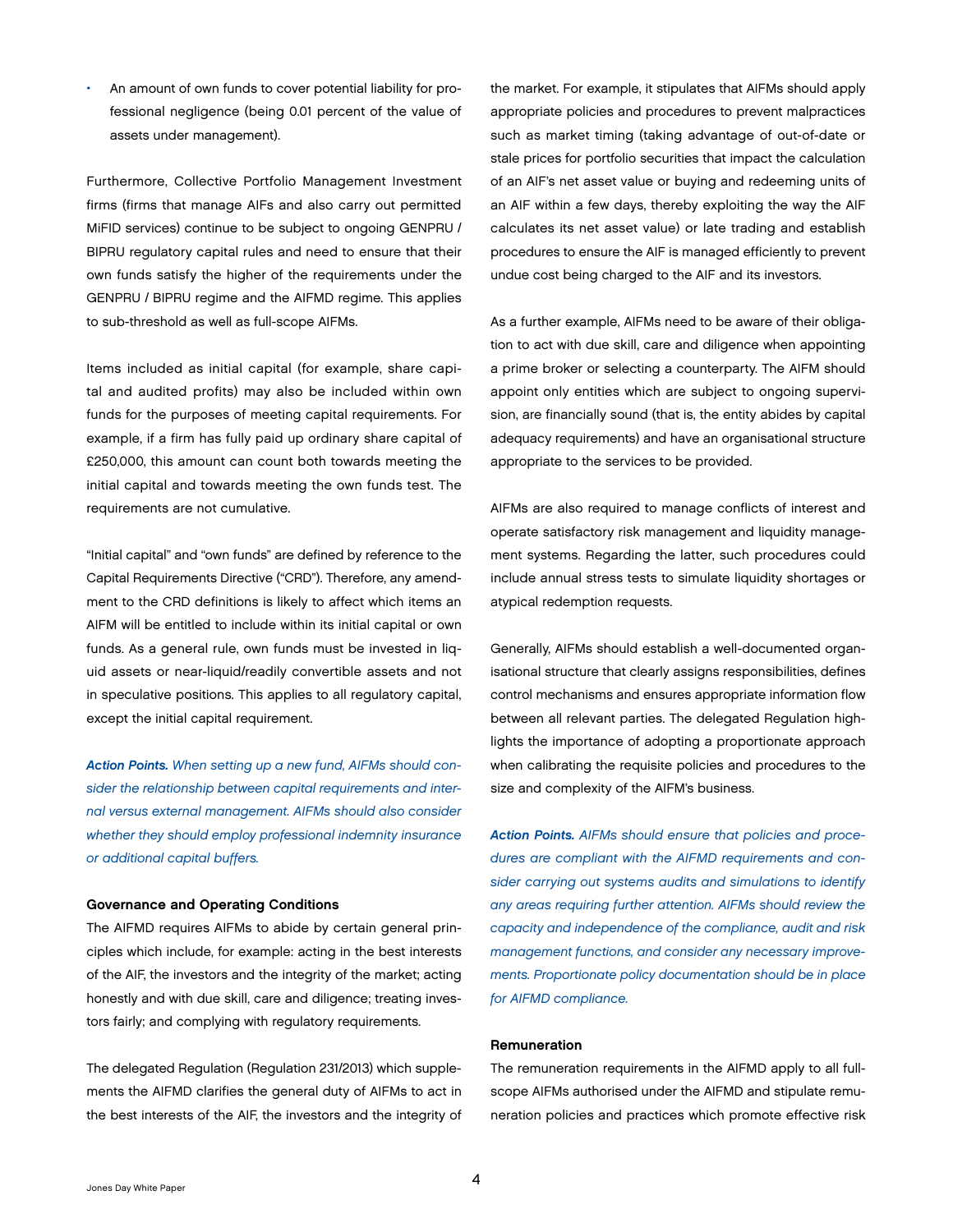- An amount of own funds to cover potential liability for professional negligence (being 0.01 percent of the value of assets under management).

Furthermore, Collective Portfolio Management Investment firms (firms that manage AIFs and also carry out permitted MiFID services) continue to be subject to ongoing GENPRU / BIPRU regulatory capital rules and need to ensure that their own funds satisfy the higher of the requirements under the GENPRU / BIPRU regime and the AIFMD regime. This applies to sub-threshold as well as full-scope AIFMs.

Items included as initial capital (for example, share capital and audited profits) may also be included within own funds for the purposes of meeting capital requirements. For example, if a firm has fully paid up ordinary share capital of £250,000, this amount can count both towards meeting the initial capital and towards meeting the own funds test. The requirements are not cumulative.

"Initial capital" and "own funds" are defined by reference to the Capital Requirements Directive ("CRD"). Therefore, any amendment to the CRD definitions is likely to affect which items an AIFM will be entitled to include within its initial capital or own funds. As a general rule, own funds must be invested in liquid assets or near-liquid/readily convertible assets and not in speculative positions. This applies to all regulatory capital, except the initial capital requirement.

***Action Points.*** *When setting up a new fund, AIFMs should consider the relationship between capital requirements and internal versus external management. AIFMs should also consider whether they should employ professional indemnity insurance or additional capital buffers.*

**Governance and Operating Conditions**

The AIFMD requires AIFMs to abide by certain general principles which include, for example: acting in the best interests of the AIF, the investors and the integrity of the market; acting honestly and with due skill, care and diligence; treating investors fairly; and complying with regulatory requirements.

The delegated Regulation (Regulation 231/2013) which supplements the AIFMD clarifies the general duty of AIFMs to act in the best interests of the AIF, the investors and the integrity of the market. For example, it stipulates that AIFMs should apply appropriate policies and procedures to prevent malpractices such as market timing (taking advantage of out-of-date or stale prices for portfolio securities that impact the calculation of an AIF's net asset value or buying and redeeming units of an AIF within a few days, thereby exploiting the way the AIF calculates its net asset value) or late trading and establish procedures to ensure the AIF is managed efficiently to prevent undue cost being charged to the AIF and its investors.

As a further example, AIFMs need to be aware of their obligation to act with due skill, care and diligence when appointing a prime broker or selecting a counterparty. The AIFM should appoint only entities which are subject to ongoing supervision, are financially sound (that is, the entity abides by capital adequacy requirements) and have an organisational structure appropriate to the services to be provided.

AIFMs are also required to manage conflicts of interest and operate satisfactory risk management and liquidity management systems. Regarding the latter, such procedures could include annual stress tests to simulate liquidity shortages or atypical redemption requests.

Generally, AIFMs should establish a well-documented organisational structure that clearly assigns responsibilities, defines control mechanisms and ensures appropriate information flow between all relevant parties. The delegated Regulation highlights the importance of adopting a proportionate approach when calibrating the requisite policies and procedures to the size and complexity of the AIFM's business.

***Action Points.*** *AIFMs should ensure that policies and procedures are compliant with the AIFMD requirements and consider carrying out systems audits and simulations to identify any areas requiring further attention. AIFMs should review the capacity and independence of the compliance, audit and risk management functions, and consider any necessary improvements. Proportionate policy documentation should be in place for AIFMD compliance.*

**Remuneration**

The remuneration requirements in the AIFMD apply to all full-scope AIFMs authorised under the AIFMD and stipulate remuneration policies and practices which promote effective risk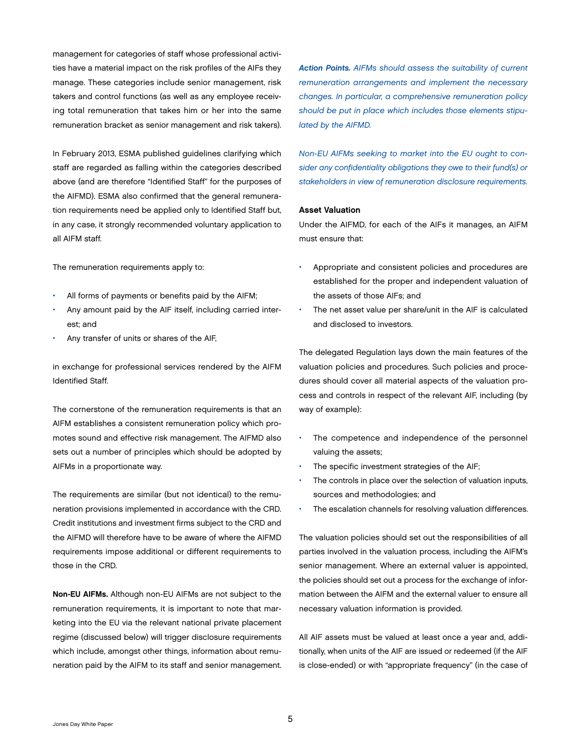management for categories of staff whose professional activities have a material impact on the risk profiles of the AIFs they manage. These categories include senior management, risk takers and control functions (as well as any employee receiving total remuneration that takes him or her into the same remuneration bracket as senior management and risk takers).

In February 2013, ESMA published guidelines clarifying which staff are regarded as falling within the categories described above (and are therefore "Identified Staff" for the purposes of the AIFMD). ESMA also confirmed that the general remuneration requirements need be applied only to Identified Staff but, in any case, it strongly recommended voluntary application to all AIFM staff.

The remuneration requirements apply to:

- All forms of payments or benefits paid by the AIFM;
- Any amount paid by the AIF itself, including carried interest; and
- Any transfer of units or shares of the AIF,

in exchange for professional services rendered by the AIFM Identified Staff.

The cornerstone of the remuneration requirements is that an AIFM establishes a consistent remuneration policy which promotes sound and effective risk management. The AIFMD also sets out a number of principles which should be adopted by AIFMs in a proportionate way.

The requirements are similar (but not identical) to the remuneration provisions implemented in accordance with the CRD. Credit institutions and investment firms subject to the CRD and the AIFMD will therefore have to be aware of where the AIFMD requirements impose additional or different requirements to those in the CRD.

**Non-EU AIFMs.** Although non-EU AIFMs are not subject to the remuneration requirements, it is important to note that marketing into the EU via the relevant national private placement regime (discussed below) will trigger disclosure requirements which include, amongst other things, information about remuneration paid by the AIFM to its staff and senior management.

***Action Points.*** *AIFMs should assess the suitability of current remuneration arrangements and implement the necessary changes. In particular, a comprehensive remuneration policy should be put in place which includes those elements stipulated by the AIFMD.*

*Non-EU AIFMs seeking to market into the EU ought to consider any confidentiality obligations they owe to their fund(s) or stakeholders in view of remuneration disclosure requirements.*

**Asset Valuation**

Under the AIFMD, for each of the AIFs it manages, an AIFM must ensure that:

- Appropriate and consistent policies and procedures are established for the proper and independent valuation of the assets of those AIFs; and
- The net asset value per share/unit in the AIF is calculated and disclosed to investors.

The delegated Regulation lays down the main features of the valuation policies and procedures. Such policies and procedures should cover all material aspects of the valuation process and controls in respect of the relevant AIF, including (by way of example):

- The competence and independence of the personnel valuing the assets;
- The specific investment strategies of the AIF;
- The controls in place over the selection of valuation inputs, sources and methodologies; and
- The escalation channels for resolving valuation differences.

The valuation policies should set out the responsibilities of all parties involved in the valuation process, including the AIFM's senior management. Where an external valuer is appointed, the policies should set out a process for the exchange of information between the AIFM and the external valuer to ensure all necessary valuation information is provided.

All AIF assets must be valued at least once a year and, additionally, when units of the AIF are issued or redeemed (if the AIF is close-ended) or with "appropriate frequency" (in the case of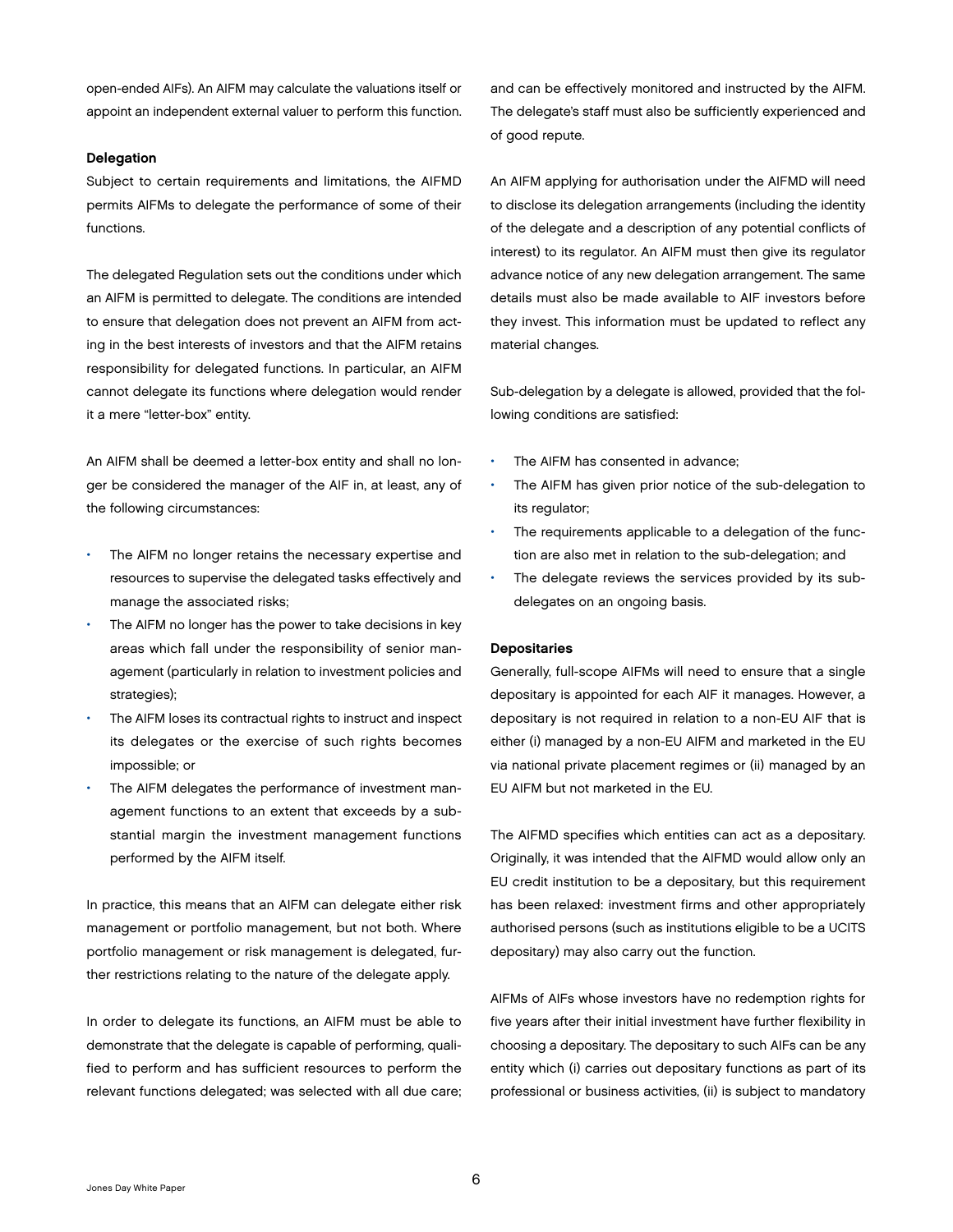open-ended AIFs). An AIFM may calculate the valuations itself or appoint an independent external valuer to perform this function.

**Delegation**

Subject to certain requirements and limitations, the AIFMD permits AIFMs to delegate the performance of some of their functions.

The delegated Regulation sets out the conditions under which an AIFM is permitted to delegate. The conditions are intended to ensure that delegation does not prevent an AIFM from acting in the best interests of investors and that the AIFM retains responsibility for delegated functions. In particular, an AIFM cannot delegate its functions where delegation would render it a mere "letter-box" entity.

An AIFM shall be deemed a letter-box entity and shall no longer be considered the manager of the AIF in, at least, any of the following circumstances:

- The AIFM no longer retains the necessary expertise and resources to supervise the delegated tasks effectively and manage the associated risks;
- The AIFM no longer has the power to take decisions in key areas which fall under the responsibility of senior management (particularly in relation to investment policies and strategies);
- The AIFM loses its contractual rights to instruct and inspect its delegates or the exercise of such rights becomes impossible; or
- The AIFM delegates the performance of investment management functions to an extent that exceeds by a substantial margin the investment management functions performed by the AIFM itself.

In practice, this means that an AIFM can delegate either risk management or portfolio management, but not both. Where portfolio management or risk management is delegated, further restrictions relating to the nature of the delegate apply.

In order to delegate its functions, an AIFM must be able to demonstrate that the delegate is capable of performing, qualified to perform and has sufficient resources to perform the relevant functions delegated; was selected with all due care; and can be effectively monitored and instructed by the AIFM. The delegate's staff must also be sufficiently experienced and of good repute.

An AIFM applying for authorisation under the AIFMD will need to disclose its delegation arrangements (including the identity of the delegate and a description of any potential conflicts of interest) to its regulator. An AIFM must then give its regulator advance notice of any new delegation arrangement. The same details must also be made available to AIF investors before they invest. This information must be updated to reflect any material changes.

Sub-delegation by a delegate is allowed, provided that the following conditions are satisfied:

- The AIFM has consented in advance;
- The AIFM has given prior notice of the sub-delegation to its regulator;
- The requirements applicable to a delegation of the function are also met in relation to the sub-delegation; and
- The delegate reviews the services provided by its sub-delegates on an ongoing basis.

**Depositaries**

Generally, full-scope AIFMs will need to ensure that a single depositary is appointed for each AIF it manages. However, a depositary is not required in relation to a non-EU AIF that is either (i) managed by a non-EU AIFM and marketed in the EU via national private placement regimes or (ii) managed by an EU AIFM but not marketed in the EU.

The AIFMD specifies which entities can act as a depositary. Originally, it was intended that the AIFMD would allow only an EU credit institution to be a depositary, but this requirement has been relaxed: investment firms and other appropriately authorised persons (such as institutions eligible to be a UCITS depositary) may also carry out the function.

AIFMs of AIFs whose investors have no redemption rights for five years after their initial investment have further flexibility in choosing a depositary. The depositary to such AIFs can be any entity which (i) carries out depositary functions as part of its professional or business activities, (ii) is subject to mandatory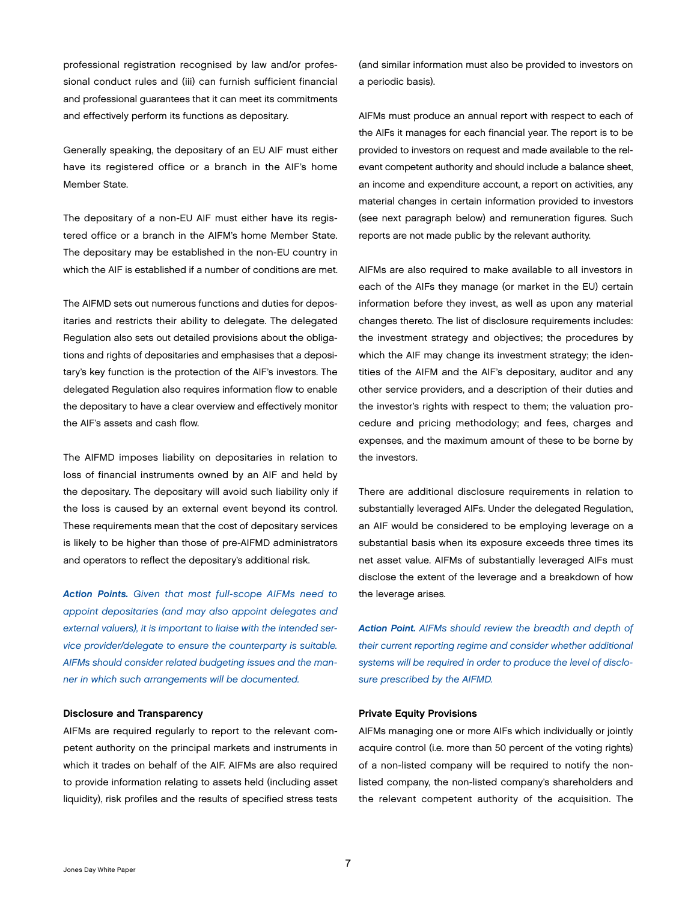professional registration recognised by law and/or professional conduct rules and (iii) can furnish sufficient financial and professional guarantees that it can meet its commitments and effectively perform its functions as depositary.

Generally speaking, the depositary of an EU AIF must either have its registered office or a branch in the AIF's home Member State.

The depositary of a non-EU AIF must either have its registered office or a branch in the AIFM's home Member State. The depositary may be established in the non-EU country in which the AIF is established if a number of conditions are met.

The AIFMD sets out numerous functions and duties for depositaries and restricts their ability to delegate. The delegated Regulation also sets out detailed provisions about the obligations and rights of depositaries and emphasises that a depositary's key function is the protection of the AIF's investors. The delegated Regulation also requires information flow to enable the depositary to have a clear overview and effectively monitor the AIF's assets and cash flow.

The AIFMD imposes liability on depositaries in relation to loss of financial instruments owned by an AIF and held by the depositary. The depositary will avoid such liability only if the loss is caused by an external event beyond its control. These requirements mean that the cost of depositary services is likely to be higher than those of pre-AIFMD administrators and operators to reflect the depositary's additional risk.

***Action Points.*** *Given that most full-scope AIFMs need to appoint depositaries (and may also appoint delegates and external valuers), it is important to liaise with the intended service provider/delegate to ensure the counterparty is suitable. AIFMs should consider related budgeting issues and the manner in which such arrangements will be documented.*

**Disclosure and Transparency**

AIFMs are required regularly to report to the relevant competent authority on the principal markets and instruments in which it trades on behalf of the AIF. AIFMs are also required to provide information relating to assets held (including asset liquidity), risk profiles and the results of specified stress tests (and similar information must also be provided to investors on a periodic basis).

AIFMs must produce an annual report with respect to each of the AIFs it manages for each financial year. The report is to be provided to investors on request and made available to the relevant competent authority and should include a balance sheet, an income and expenditure account, a report on activities, any material changes in certain information provided to investors (see next paragraph below) and remuneration figures. Such reports are not made public by the relevant authority.

AIFMs are also required to make available to all investors in each of the AIFs they manage (or market in the EU) certain information before they invest, as well as upon any material changes thereto. The list of disclosure requirements includes: the investment strategy and objectives; the procedures by which the AIF may change its investment strategy; the identities of the AIFM and the AIF's depositary, auditor and any other service providers, and a description of their duties and the investor's rights with respect to them; the valuation procedure and pricing methodology; and fees, charges and expenses, and the maximum amount of these to be borne by the investors.

There are additional disclosure requirements in relation to substantially leveraged AIFs. Under the delegated Regulation, an AIF would be considered to be employing leverage on a substantial basis when its exposure exceeds three times its net asset value. AIFMs of substantially leveraged AIFs must disclose the extent of the leverage and a breakdown of how the leverage arises.

***Action Point.*** *AIFMs should review the breadth and depth of their current reporting regime and consider whether additional systems will be required in order to produce the level of disclosure prescribed by the AIFMD.*

**Private Equity Provisions**

AIFMs managing one or more AIFs which individually or jointly acquire control (i.e. more than 50 percent of the voting rights) of a non-listed company will be required to notify the non-listed company, the non-listed company's shareholders and the relevant competent authority of the acquisition. The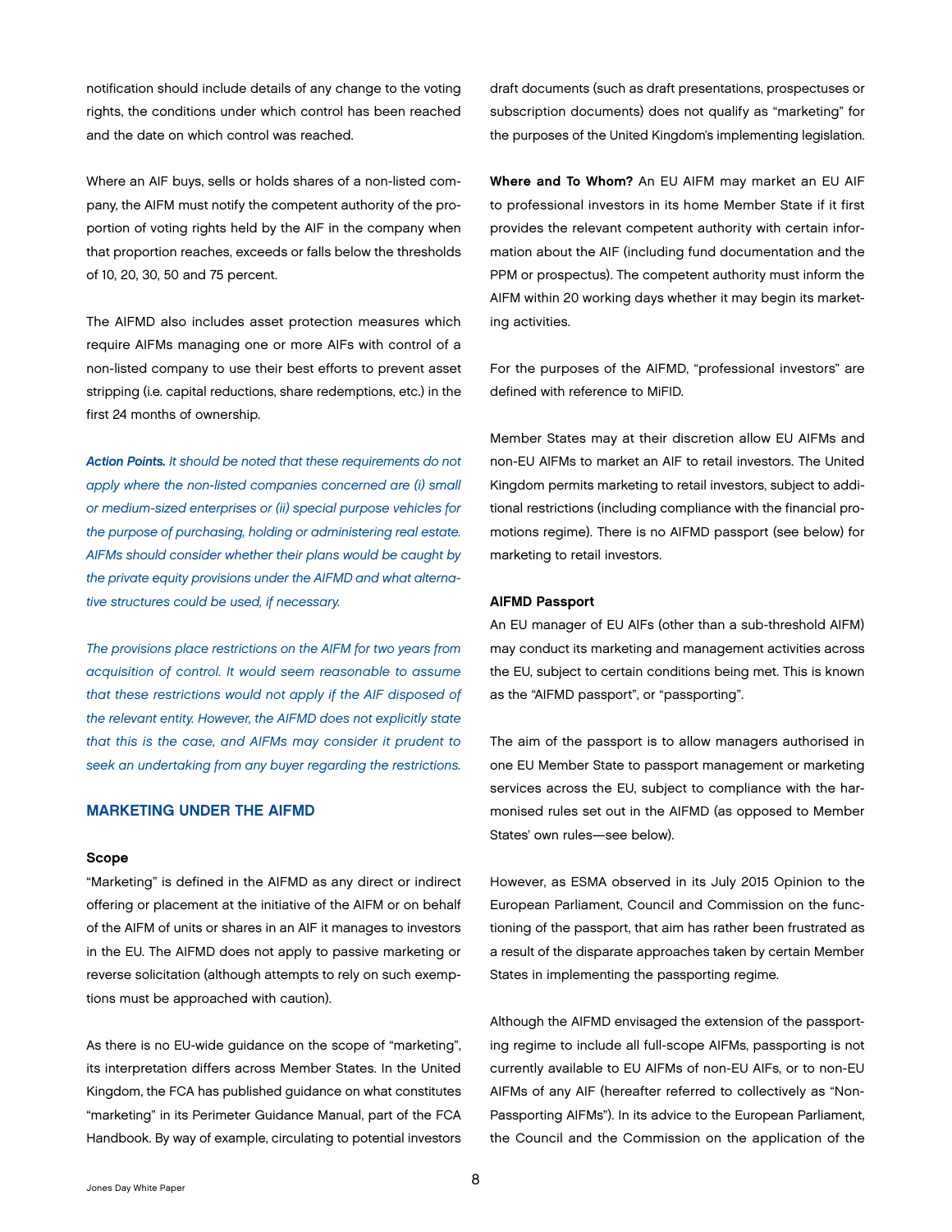notification should include details of any change to the voting rights, the conditions under which control has been reached and the date on which control was reached.

Where an AIF buys, sells or holds shares of a non-listed company, the AIFM must notify the competent authority of the proportion of voting rights held by the AIF in the company when that proportion reaches, exceeds or falls below the thresholds of 10, 20, 30, 50 and 75 percent.

The AIFMD also includes asset protection measures which require AIFMs managing one or more AIFs with control of a non-listed company to use their best efforts to prevent asset stripping (i.e. capital reductions, share redemptions, etc.) in the first 24 months of ownership.

***Action Points.*** *It should be noted that these requirements do not apply where the non-listed companies concerned are (i) small or medium-sized enterprises or (ii) special purpose vehicles for the purpose of purchasing, holding or administering real estate. AIFMs should consider whether their plans would be caught by the private equity provisions under the AIFMD and what alternative structures could be used, if necessary.*

*The provisions place restrictions on the AIFM for two years from acquisition of control. It would seem reasonable to assume that these restrictions would not apply if the AIF disposed of the relevant entity. However, the AIFMD does not explicitly state that this is the case, and AIFMs may consider it prudent to seek an undertaking from any buyer regarding the restrictions.*

## MARKETING UNDER THE AIFMD

### Scope

"Marketing" is defined in the AIFMD as any direct or indirect offering or placement at the initiative of the AIFM or on behalf of the AIFM of units or shares in an AIF it manages to investors in the EU. The AIFMD does not apply to passive marketing or reverse solicitation (although attempts to rely on such exemptions must be approached with caution).

As there is no EU-wide guidance on the scope of "marketing", its interpretation differs across Member States. In the United Kingdom, the FCA has published guidance on what constitutes "marketing" in its Perimeter Guidance Manual, part of the FCA Handbook. By way of example, circulating to potential investors draft documents (such as draft presentations, prospectuses or subscription documents) does not qualify as "marketing" for the purposes of the United Kingdom's implementing legislation.

**Where and To Whom?** An EU AIFM may market an EU AIF to professional investors in its home Member State if it first provides the relevant competent authority with certain information about the AIF (including fund documentation and the PPM or prospectus). The competent authority must inform the AIFM within 20 working days whether it may begin its marketing activities.

For the purposes of the AIFMD, "professional investors" are defined with reference to MiFID.

Member States may at their discretion allow EU AIFMs and non-EU AIFMs to market an AIF to retail investors. The United Kingdom permits marketing to retail investors, subject to additional restrictions (including compliance with the financial promotions regime). There is no AIFMD passport (see below) for marketing to retail investors.

### AIFMD Passport

An EU manager of EU AIFs (other than a sub-threshold AIFM) may conduct its marketing and management activities across the EU, subject to certain conditions being met. This is known as the "AIFMD passport", or "passporting".

The aim of the passport is to allow managers authorised in one EU Member State to passport management or marketing services across the EU, subject to compliance with the harmonised rules set out in the AIFMD (as opposed to Member States' own rules—see below).

However, as ESMA observed in its July 2015 Opinion to the European Parliament, Council and Commission on the functioning of the passport, that aim has rather been frustrated as a result of the disparate approaches taken by certain Member States in implementing the passporting regime.

Although the AIFMD envisaged the extension of the passporting regime to include all full-scope AIFMs, passporting is not currently available to EU AIFMs of non-EU AIFs, or to non-EU AIFMs of any AIF (hereafter referred to collectively as "Non-Passporting AIFMs"). In its advice to the European Parliament, the Council and the Commission on the application of the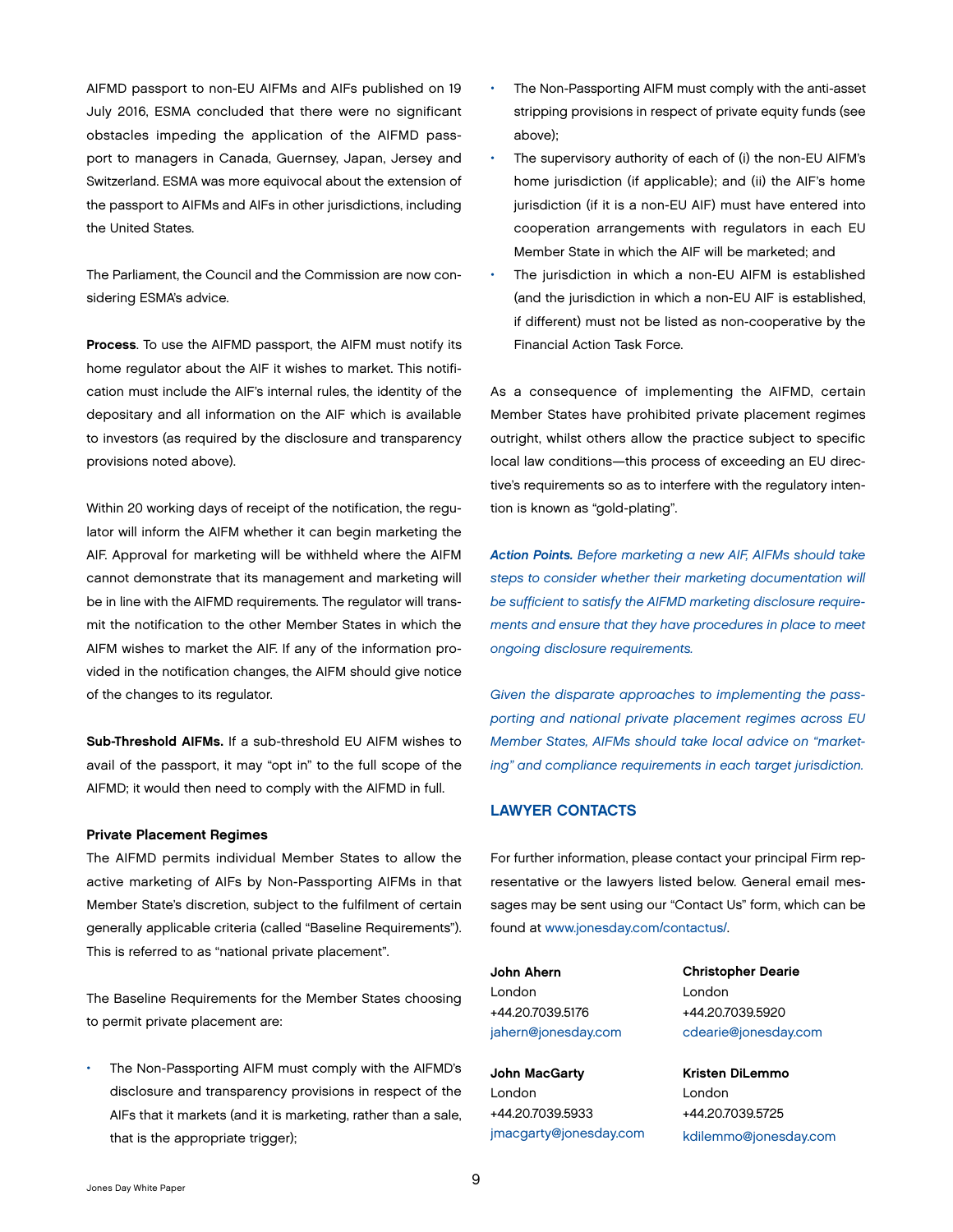AIFMD passport to non-EU AIFMs and AIFs published on 19 July 2016, ESMA concluded that there were no significant obstacles impeding the application of the AIFMD passport to managers in Canada, Guernsey, Japan, Jersey and Switzerland. ESMA was more equivocal about the extension of the passport to AIFMs and AIFs in other jurisdictions, including the United States.

The Parliament, the Council and the Commission are now considering ESMA's advice.

**Process**. To use the AIFMD passport, the AIFM must notify its home regulator about the AIF it wishes to market. This notification must include the AIF's internal rules, the identity of the depositary and all information on the AIF which is available to investors (as required by the disclosure and transparency provisions noted above).

Within 20 working days of receipt of the notification, the regulator will inform the AIFM whether it can begin marketing the AIF. Approval for marketing will be withheld where the AIFM cannot demonstrate that its management and marketing will be in line with the AIFMD requirements. The regulator will transmit the notification to the other Member States in which the AIFM wishes to market the AIF. If any of the information provided in the notification changes, the AIFM should give notice of the changes to its regulator.

**Sub-Threshold AIFMs.** If a sub-threshold EU AIFM wishes to avail of the passport, it may "opt in" to the full scope of the AIFMD; it would then need to comply with the AIFMD in full.

**Private Placement Regimes**

The AIFMD permits individual Member States to allow the active marketing of AIFs by Non-Passporting AIFMs in that Member State's discretion, subject to the fulfilment of certain generally applicable criteria (called "Baseline Requirements"). This is referred to as "national private placement".

The Baseline Requirements for the Member States choosing to permit private placement are:

- The Non-Passporting AIFM must comply with the AIFMD's disclosure and transparency provisions in respect of the AIFs that it markets (and it is marketing, rather than a sale, that is the appropriate trigger);
- The Non-Passporting AIFM must comply with the anti-asset stripping provisions in respect of private equity funds (see above);
- The supervisory authority of each of (i) the non-EU AIFM's home jurisdiction (if applicable); and (ii) the AIF's home jurisdiction (if it is a non-EU AIF) must have entered into cooperation arrangements with regulators in each EU Member State in which the AIF will be marketed; and
- The jurisdiction in which a non-EU AIFM is established (and the jurisdiction in which a non-EU AIF is established, if different) must not be listed as non-cooperative by the Financial Action Task Force.

As a consequence of implementing the AIFMD, certain Member States have prohibited private placement regimes outright, whilst others allow the practice subject to specific local law conditions—this process of exceeding an EU directive's requirements so as to interfere with the regulatory intention is known as "gold-plating".

***Action Points.*** *Before marketing a new AIF, AIFMs should take steps to consider whether their marketing documentation will be sufficient to satisfy the AIFMD marketing disclosure requirements and ensure that they have procedures in place to meet ongoing disclosure requirements.*

*Given the disparate approaches to implementing the passporting and national private placement regimes across EU Member States, AIFMs should take local advice on "marketing" and compliance requirements in each target jurisdiction.*

## LAWYER CONTACTS

For further information, please contact your principal Firm representative or the lawyers listed below. General email messages may be sent using our "Contact Us" form, which can be found at www.jonesday.com/contactus/.

**John Ahern**
London
+44.20.7039.5176
jahern@jonesday.com

**Christopher Dearie**
London
+44.20.7039.5920
cdearie@jonesday.com

**John MacGarty**
London
+44.20.7039.5933
jmacgarty@jonesday.com

**Kristen DiLemmo**
London
+44.20.7039.5725
kdilemmo@jonesday.com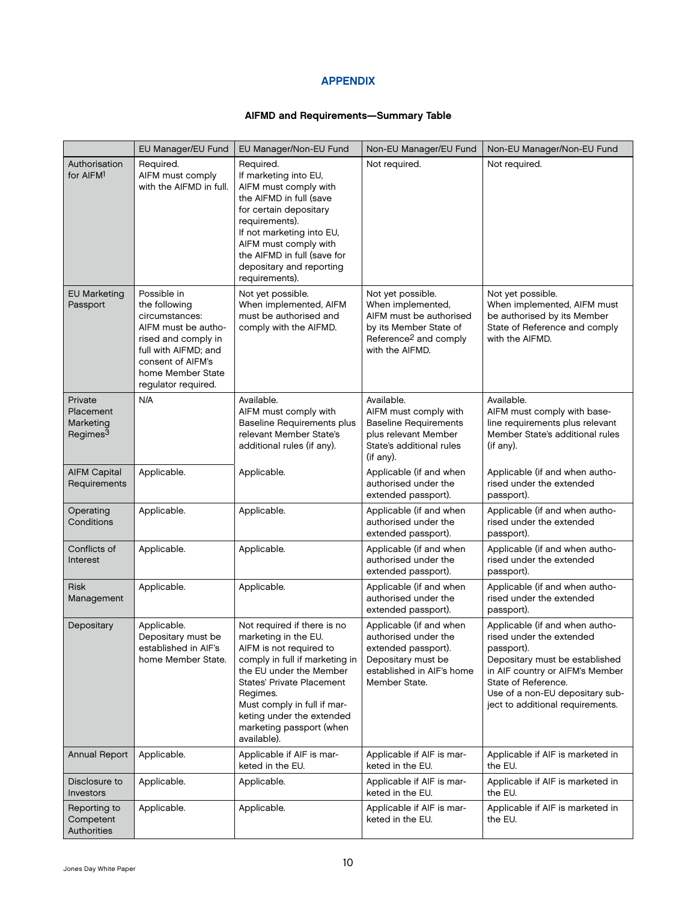## APPENDIX

### AIFMD and Requirements—Summary Table

| | EU Manager/EU Fund | EU Manager/Non-EU Fund | Non-EU Manager/EU Fund | Non-EU Manager/Non-EU Fund |
|---|---|---|---|---|
| Authorisation for AIFM[1] | Required. AIFM must comply with the AIFMD in full. | Required. If marketing into EU, AIFM must comply with the AIFMD in full (save for certain depositary requirements). If not marketing into EU, AIFM must comply with the AIFMD in full (save for depositary and reporting requirements). | Not required. | Not required. |
| EU Marketing Passport | Possible in the following circumstances: AIFM must be authorised and comply in full with AIFMD; and consent of AIFM's home Member State regulator required. | Not yet possible. When implemented, AIFM must be authorised and comply with the AIFMD. | Not yet possible. When implemented, AIFM must be authorised by its Member State of Reference[2] and comply with the AIFMD. | Not yet possible. When implemented, AIFM must be authorised by its Member State of Reference and comply with the AIFMD. |
| Private Placement Marketing Regimes[3] | N/A | Available. AIFM must comply with Baseline Requirements plus relevant Member State's additional rules (if any). | Available. AIFM must comply with Baseline Requirements plus relevant Member State's additional rules (if any). | Available. AIFM must comply with baseline requirements plus relevant Member State's additional rules (if any). |
| AIFM Capital Requirements | Applicable. | Applicable. | Applicable (if and when authorised under the extended passport). | Applicable (if and when authorised under the extended passport). |
| Operating Conditions | Applicable. | Applicable. | Applicable (if and when authorised under the extended passport). | Applicable (if and when authorised under the extended passport). |
| Conflicts of Interest | Applicable. | Applicable. | Applicable (if and when authorised under the extended passport). | Applicable (if and when authorised under the extended passport). |
| Risk Management | Applicable. | Applicable. | Applicable (if and when authorised under the extended passport). | Applicable (if and when authorised under the extended passport). |
| Depositary | Applicable. Depositary must be established in AIF's home Member State. | Not required if there is no marketing in the EU. AIFM is not required to comply in full if marketing in the EU under the Member States' Private Placement Regimes. Must comply in full if marketing under the extended marketing passport (when available). | Applicable (if and when authorised under the extended passport). Depositary must be established in AIF's home Member State. | Applicable (if and when authorised under the extended passport). Depositary must be established in AIF country or AIFM's Member State of Reference. Use of a non-EU depositary subject to additional requirements. |
| Annual Report | Applicable. | Applicable if AIF is marketed in the EU. | Applicable if AIF is marketed in the EU. | Applicable if AIF is marketed in the EU. |
| Disclosure to Investors | Applicable. | Applicable. | Applicable if AIF is marketed in the EU. | Applicable if AIF is marketed in the EU. |
| Reporting to Competent Authorities | Applicable. | Applicable. | Applicable if AIF is marketed in the EU. | Applicable if AIF is marketed in the EU. |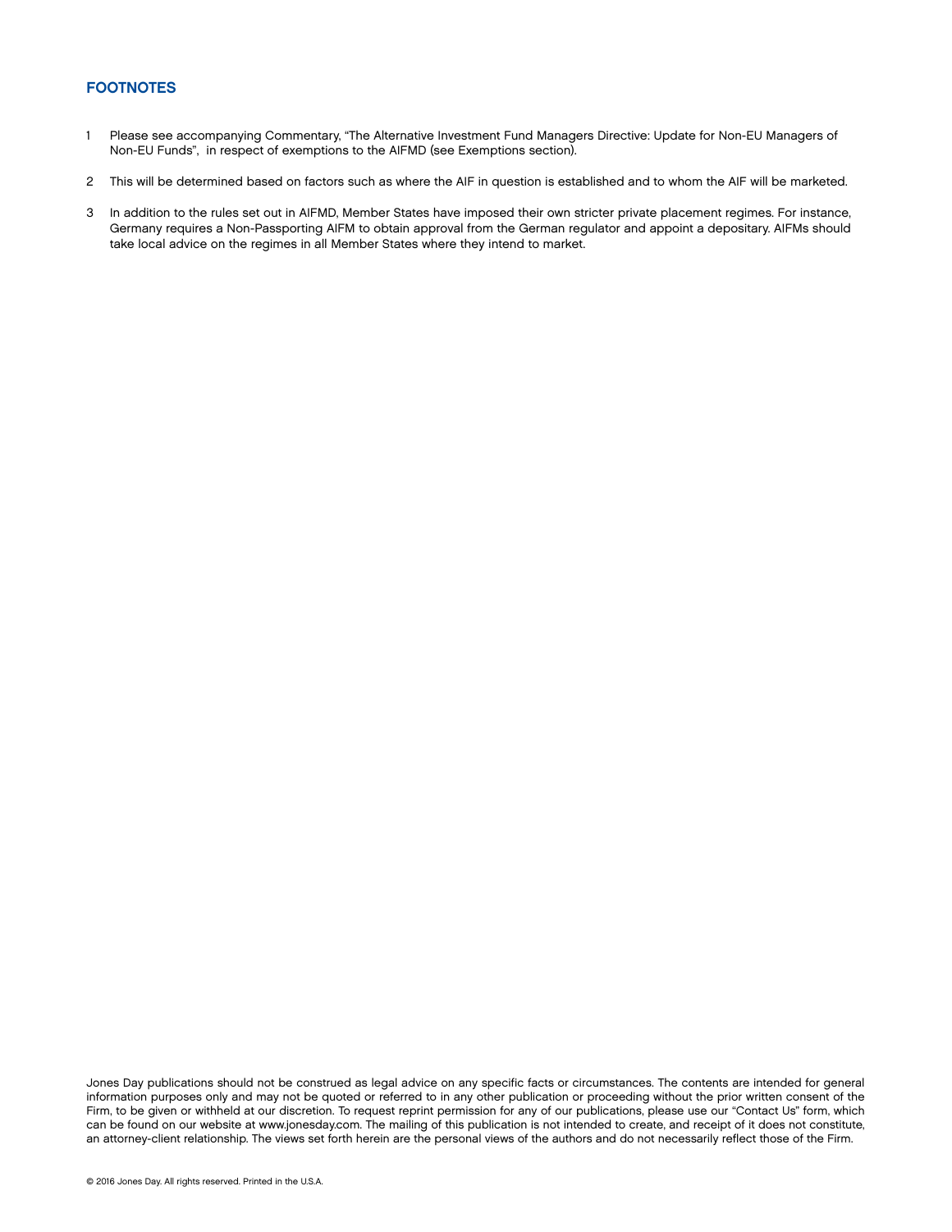## FOOTNOTES

1 Please see accompanying Commentary, "The Alternative Investment Fund Managers Directive: Update for Non-EU Managers of Non-EU Funds", in respect of exemptions to the AIFMD (see Exemptions section).

2 This will be determined based on factors such as where the AIF in question is established and to whom the AIF will be marketed.

3 In addition to the rules set out in AIFMD, Member States have imposed their own stricter private placement regimes. For instance, Germany requires a Non-Passporting AIFM to obtain approval from the German regulator and appoint a depositary. AIFMs should take local advice on the regimes in all Member States where they intend to market.

Jones Day publications should not be construed as legal advice on any specific facts or circumstances. The contents are intended for general information purposes only and may not be quoted or referred to in any other publication or proceeding without the prior written consent of the Firm, to be given or withheld at our discretion. To request reprint permission for any of our publications, please use our "Contact Us" form, which can be found on our website at www.jonesday.com. The mailing of this publication is not intended to create, and receipt of it does not constitute, an attorney-client relationship. The views set forth herein are the personal views of the authors and do not necessarily reflect those of the Firm.

© 2016 Jones Day. All rights reserved. Printed in the U.S.A.